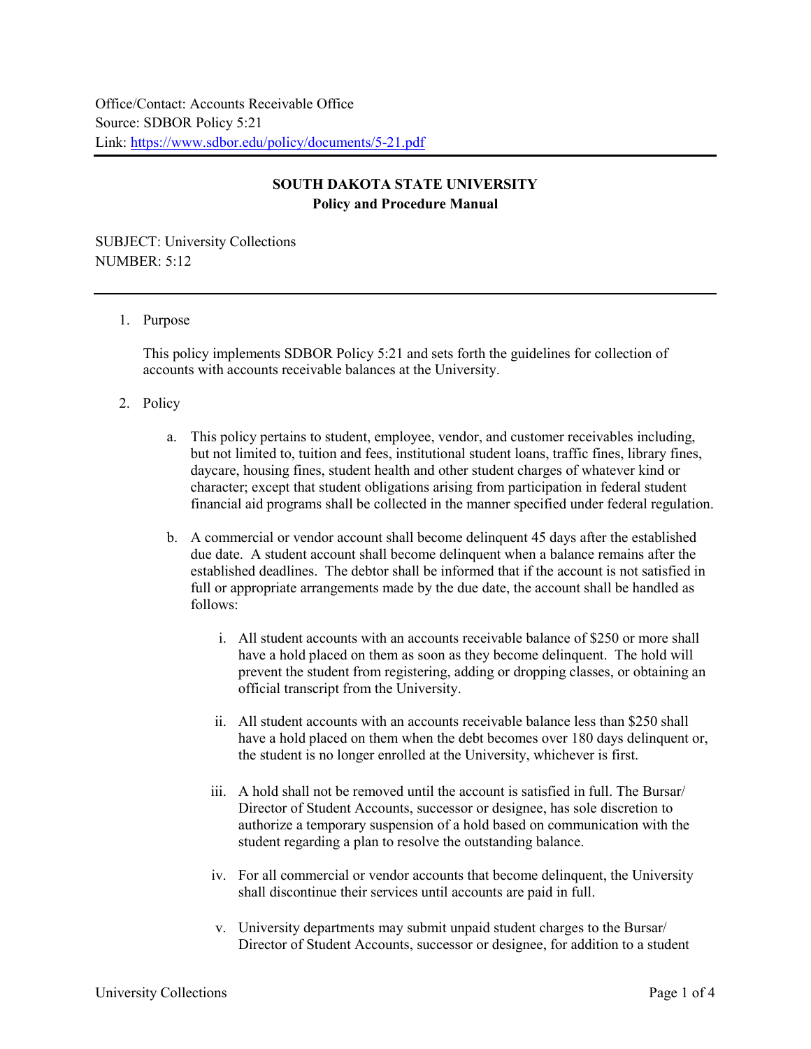Office/Contact: Accounts Receivable Office
Source: SDBOR Policy 5:21
Link: https://www.sdbor.edu/policy/documents/5-21.pdf

---

**SOUTH DAKOTA STATE UNIVERSITY**
**Policy and Procedure Manual**

SUBJECT: University Collections
NUMBER: 5:12

---

1. Purpose

   This policy implements SDBOR Policy 5:21 and sets forth the guidelines for collection of accounts with accounts receivable balances at the University.

2. Policy

   a. This policy pertains to student, employee, vendor, and customer receivables including, but not limited to, tuition and fees, institutional student loans, traffic fines, library fines, daycare, housing fines, student health and other student charges of whatever kind or character; except that student obligations arising from participation in federal student financial aid programs shall be collected in the manner specified under federal regulation.

   b. A commercial or vendor account shall become delinquent 45 days after the established due date. A student account shall become delinquent when a balance remains after the established deadlines. The debtor shall be informed that if the account is not satisfied in full or appropriate arrangements made by the due date, the account shall be handled as follows:

      i. All student accounts with an accounts receivable balance of $250 or more shall have a hold placed on them as soon as they become delinquent. The hold will prevent the student from registering, adding or dropping classes, or obtaining an official transcript from the University.

      ii. All student accounts with an accounts receivable balance less than $250 shall have a hold placed on them when the debt becomes over 180 days delinquent or, the student is no longer enrolled at the University, whichever is first.

      iii. A hold shall not be removed until the account is satisfied in full. The Bursar/ Director of Student Accounts, successor or designee, has sole discretion to authorize a temporary suspension of a hold based on communication with the student regarding a plan to resolve the outstanding balance.

      iv. For all commercial or vendor accounts that become delinquent, the University shall discontinue their services until accounts are paid in full.

      v. University departments may submit unpaid student charges to the Bursar/ Director of Student Accounts, successor or designee, for addition to a student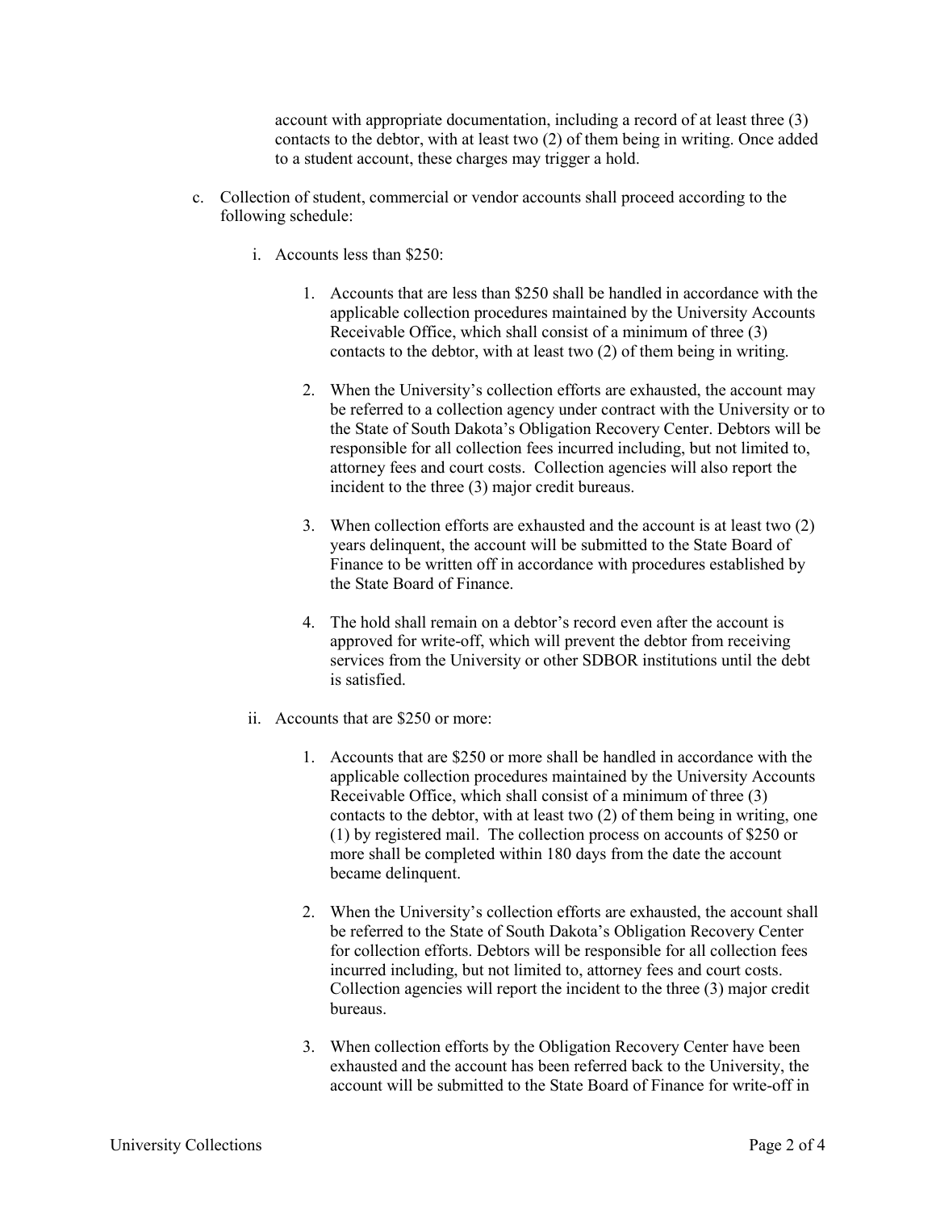account with appropriate documentation, including a record of at least three (3) contacts to the debtor, with at least two (2) of them being in writing. Once added to a student account, these charges may trigger a hold.

c. Collection of student, commercial or vendor accounts shall proceed according to the following schedule:

   i. Accounts less than $250:

      1. Accounts that are less than $250 shall be handled in accordance with the applicable collection procedures maintained by the University Accounts Receivable Office, which shall consist of a minimum of three (3) contacts to the debtor, with at least two (2) of them being in writing.

      2. When the University's collection efforts are exhausted, the account may be referred to a collection agency under contract with the University or to the State of South Dakota's Obligation Recovery Center. Debtors will be responsible for all collection fees incurred including, but not limited to, attorney fees and court costs. Collection agencies will also report the incident to the three (3) major credit bureaus.

      3. When collection efforts are exhausted and the account is at least two (2) years delinquent, the account will be submitted to the State Board of Finance to be written off in accordance with procedures established by the State Board of Finance.

      4. The hold shall remain on a debtor's record even after the account is approved for write-off, which will prevent the debtor from receiving services from the University or other SDBOR institutions until the debt is satisfied.

   ii. Accounts that are $250 or more:

      1. Accounts that are $250 or more shall be handled in accordance with the applicable collection procedures maintained by the University Accounts Receivable Office, which shall consist of a minimum of three (3) contacts to the debtor, with at least two (2) of them being in writing, one (1) by registered mail. The collection process on accounts of $250 or more shall be completed within 180 days from the date the account became delinquent.

      2. When the University's collection efforts are exhausted, the account shall be referred to the State of South Dakota's Obligation Recovery Center for collection efforts. Debtors will be responsible for all collection fees incurred including, but not limited to, attorney fees and court costs. Collection agencies will report the incident to the three (3) major credit bureaus.

      3. When collection efforts by the Obligation Recovery Center have been exhausted and the account has been referred back to the University, the account will be submitted to the State Board of Finance for write-off in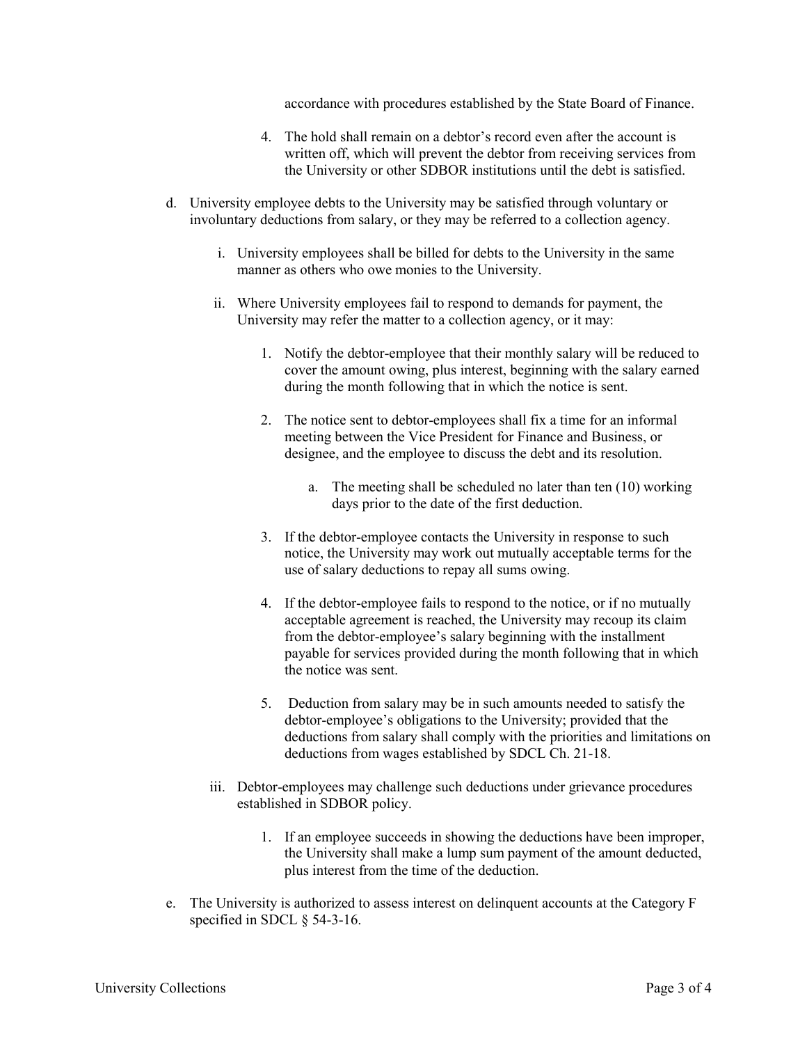accordance with procedures established by the State Board of Finance.

4. The hold shall remain on a debtor's record even after the account is written off, which will prevent the debtor from receiving services from the University or other SDBOR institutions until the debt is satisfied.

d. University employee debts to the University may be satisfied through voluntary or involuntary deductions from salary, or they may be referred to a collection agency.

   i. University employees shall be billed for debts to the University in the same manner as others who owe monies to the University.

   ii. Where University employees fail to respond to demands for payment, the University may refer the matter to a collection agency, or it may:

      1. Notify the debtor-employee that their monthly salary will be reduced to cover the amount owing, plus interest, beginning with the salary earned during the month following that in which the notice is sent.

      2. The notice sent to debtor-employees shall fix a time for an informal meeting between the Vice President for Finance and Business, or designee, and the employee to discuss the debt and its resolution.

         a. The meeting shall be scheduled no later than ten (10) working days prior to the date of the first deduction.

      3. If the debtor-employee contacts the University in response to such notice, the University may work out mutually acceptable terms for the use of salary deductions to repay all sums owing.

      4. If the debtor-employee fails to respond to the notice, or if no mutually acceptable agreement is reached, the University may recoup its claim from the debtor-employee's salary beginning with the installment payable for services provided during the month following that in which the notice was sent.

      5. Deduction from salary may be in such amounts needed to satisfy the debtor-employee's obligations to the University; provided that the deductions from salary shall comply with the priorities and limitations on deductions from wages established by SDCL Ch. 21-18.

   iii. Debtor-employees may challenge such deductions under grievance procedures established in SDBOR policy.

      1. If an employee succeeds in showing the deductions have been improper, the University shall make a lump sum payment of the amount deducted, plus interest from the time of the deduction.

e. The University is authorized to assess interest on delinquent accounts at the Category F specified in SDCL § 54-3-16.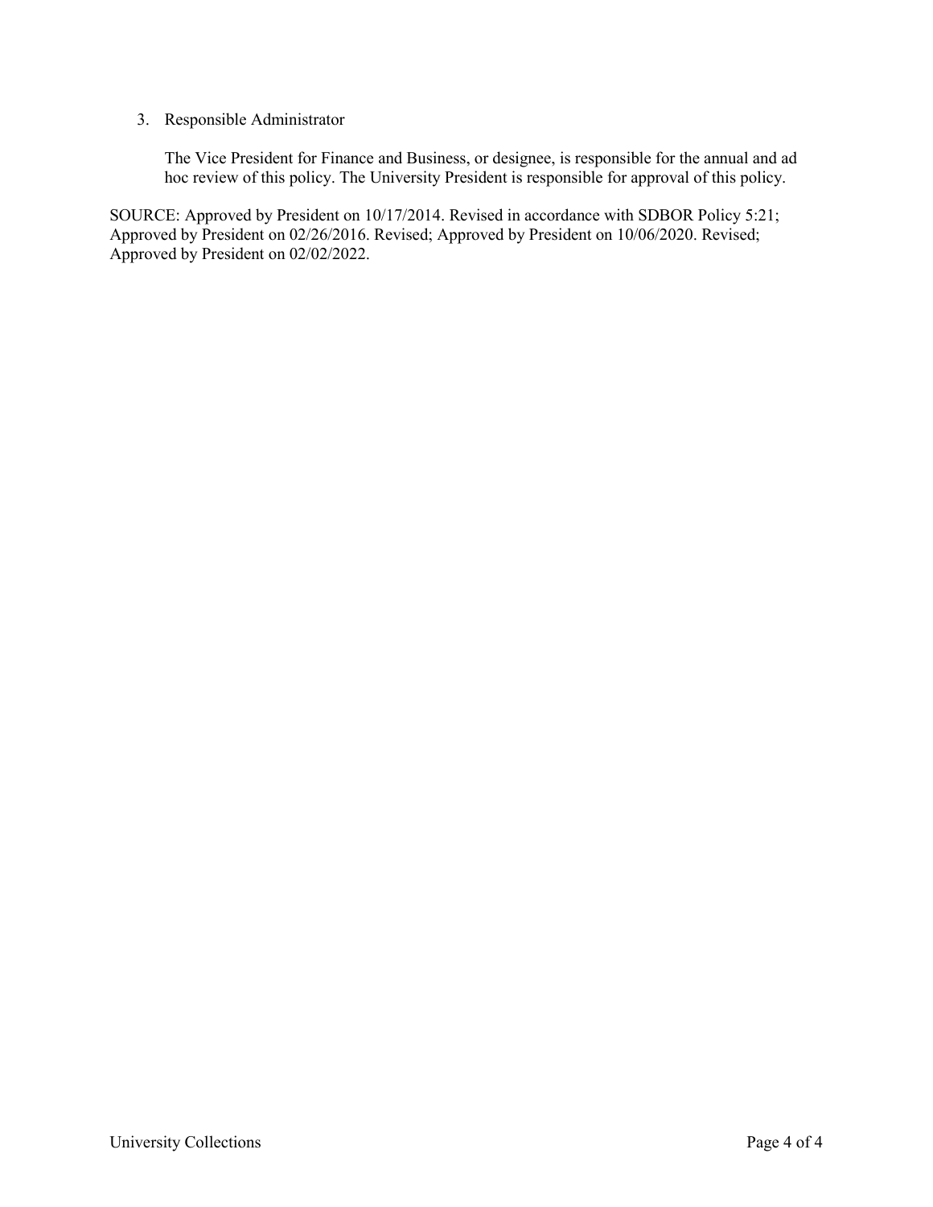3. Responsible Administrator

   The Vice President for Finance and Business, or designee, is responsible for the annual and ad hoc review of this policy. The University President is responsible for approval of this policy.

SOURCE: Approved by President on 10/17/2014. Revised in accordance with SDBOR Policy 5:21; Approved by President on 02/26/2016. Revised; Approved by President on 10/06/2020. Revised; Approved by President on 02/02/2022.